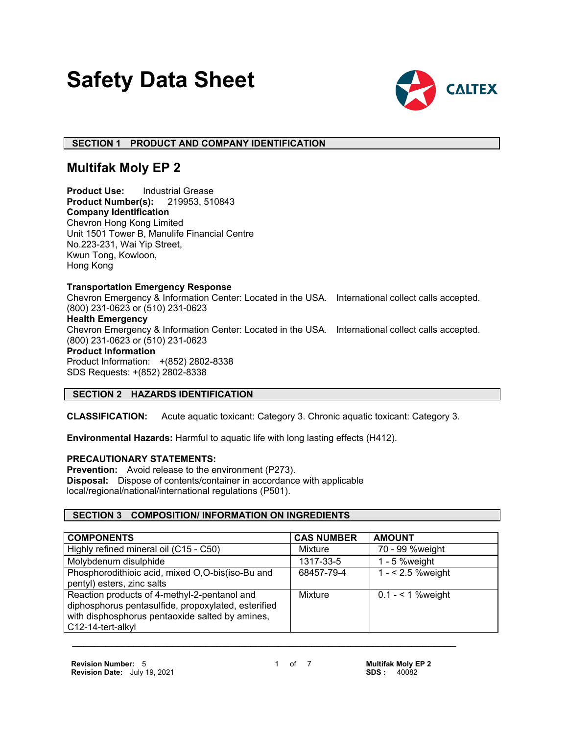# Safety Data Sheet

CALTEX

## SECTION 1 PRODUCT AND COMPANY IDENTIFICATION

## Multifak Moly EP 2

**Product Use:** Industrial Grease
**Product Number(s):** 219953, 510843
**Company Identification**
Chevron Hong Kong Limited
Unit 1501 Tower B, Manulife Financial Centre
No.223-231, Wai Yip Street,
Kwun Tong, Kowloon,
Hong Kong

**Transportation Emergency Response**
Chevron Emergency & Information Center: Located in the USA. International collect calls accepted.
(800) 231-0623 or (510) 231-0623
**Health Emergency**
Chevron Emergency & Information Center: Located in the USA. International collect calls accepted.
(800) 231-0623 or (510) 231-0623
**Product Information**
Product Information: +(852) 2802-8338
SDS Requests: +(852) 2802-8338

## SECTION 2 HAZARDS IDENTIFICATION

**CLASSIFICATION:** Acute aquatic toxicant: Category 3. Chronic aquatic toxicant: Category 3.

**Environmental Hazards:** Harmful to aquatic life with long lasting effects (H412).

**PRECAUTIONARY STATEMENTS:**
**Prevention:** Avoid release to the environment (P273).
**Disposal:** Dispose of contents/container in accordance with applicable local/regional/national/international regulations (P501).

## SECTION 3 COMPOSITION/ INFORMATION ON INGREDIENTS

| COMPONENTS | CAS NUMBER | AMOUNT |
|---|---|---|
| Highly refined mineral oil (C15 - C50) | Mixture | 70 - 99 %weight |
| Molybdenum disulphide | 1317-33-5 | 1 - 5 %weight |
| Phosphorodithioic acid, mixed O,O-bis(iso-Bu and pentyl) esters, zinc salts | 68457-79-4 | 1 - < 2.5 %weight |
| Reaction products of 4-methyl-2-pentanol and diphosphorus pentasulfide, propoxylated, esterified with disphosphorus pentaoxide salted by amines, C12-14-tert-alkyl | Mixture | 0.1 - < 1 %weight |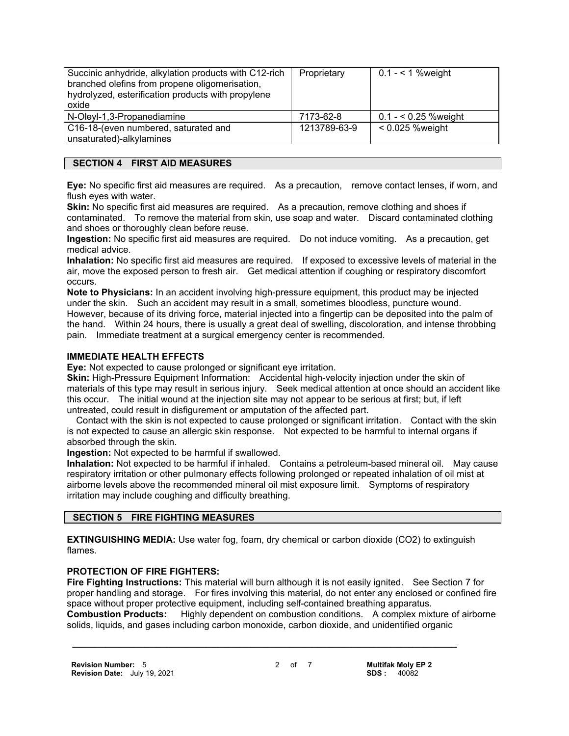| Succinic anhydride, alkylation products with C12-rich branched olefins from propene oligomerisation, hydrolyzed, esterification products with propylene oxide | Proprietary | 0.1 - < 1 %weight |
|---|---|---|
| N-Oleyl-1,3-Propanediamine | 7173-62-8 | 0.1 - < 0.25 %weight |
| C16-18-(even numbered, saturated and unsaturated)-alkylamines | 1213789-63-9 | < 0.025 %weight |

## SECTION 4 FIRST AID MEASURES

**Eye:** No specific first aid measures are required. As a precaution, remove contact lenses, if worn, and flush eyes with water.

**Skin:** No specific first aid measures are required. As a precaution, remove clothing and shoes if contaminated. To remove the material from skin, use soap and water. Discard contaminated clothing and shoes or thoroughly clean before reuse.

**Ingestion:** No specific first aid measures are required. Do not induce vomiting. As a precaution, get medical advice.

**Inhalation:** No specific first aid measures are required. If exposed to excessive levels of material in the air, move the exposed person to fresh air. Get medical attention if coughing or respiratory discomfort occurs.

**Note to Physicians:** In an accident involving high-pressure equipment, this product may be injected under the skin. Such an accident may result in a small, sometimes bloodless, puncture wound. However, because of its driving force, material injected into a fingertip can be deposited into the palm of the hand. Within 24 hours, there is usually a great deal of swelling, discoloration, and intense throbbing pain. Immediate treatment at a surgical emergency center is recommended.

### IMMEDIATE HEALTH EFFECTS

**Eye:** Not expected to cause prolonged or significant eye irritation.

**Skin:** High-Pressure Equipment Information: Accidental high-velocity injection under the skin of materials of this type may result in serious injury. Seek medical attention at once should an accident like this occur. The initial wound at the injection site may not appear to be serious at first; but, if left untreated, could result in disfigurement or amputation of the affected part.

Contact with the skin is not expected to cause prolonged or significant irritation. Contact with the skin is not expected to cause an allergic skin response. Not expected to be harmful to internal organs if absorbed through the skin.

**Ingestion:** Not expected to be harmful if swallowed.

**Inhalation:** Not expected to be harmful if inhaled. Contains a petroleum-based mineral oil. May cause respiratory irritation or other pulmonary effects following prolonged or repeated inhalation of oil mist at airborne levels above the recommended mineral oil mist exposure limit. Symptoms of respiratory irritation may include coughing and difficulty breathing.

## SECTION 5 FIRE FIGHTING MEASURES

**EXTINGUISHING MEDIA:** Use water fog, foam, dry chemical or carbon dioxide ($CO_2$) to extinguish flames.

### PROTECTION OF FIRE FIGHTERS:

**Fire Fighting Instructions:** This material will burn although it is not easily ignited. See Section 7 for proper handling and storage. For fires involving this material, do not enter any enclosed or confined fire space without proper protective equipment, including self-contained breathing apparatus.

**Combustion Products:** Highly dependent on combustion conditions. A complex mixture of airborne solids, liquids, and gases including carbon monoxide, carbon dioxide, and unidentified organic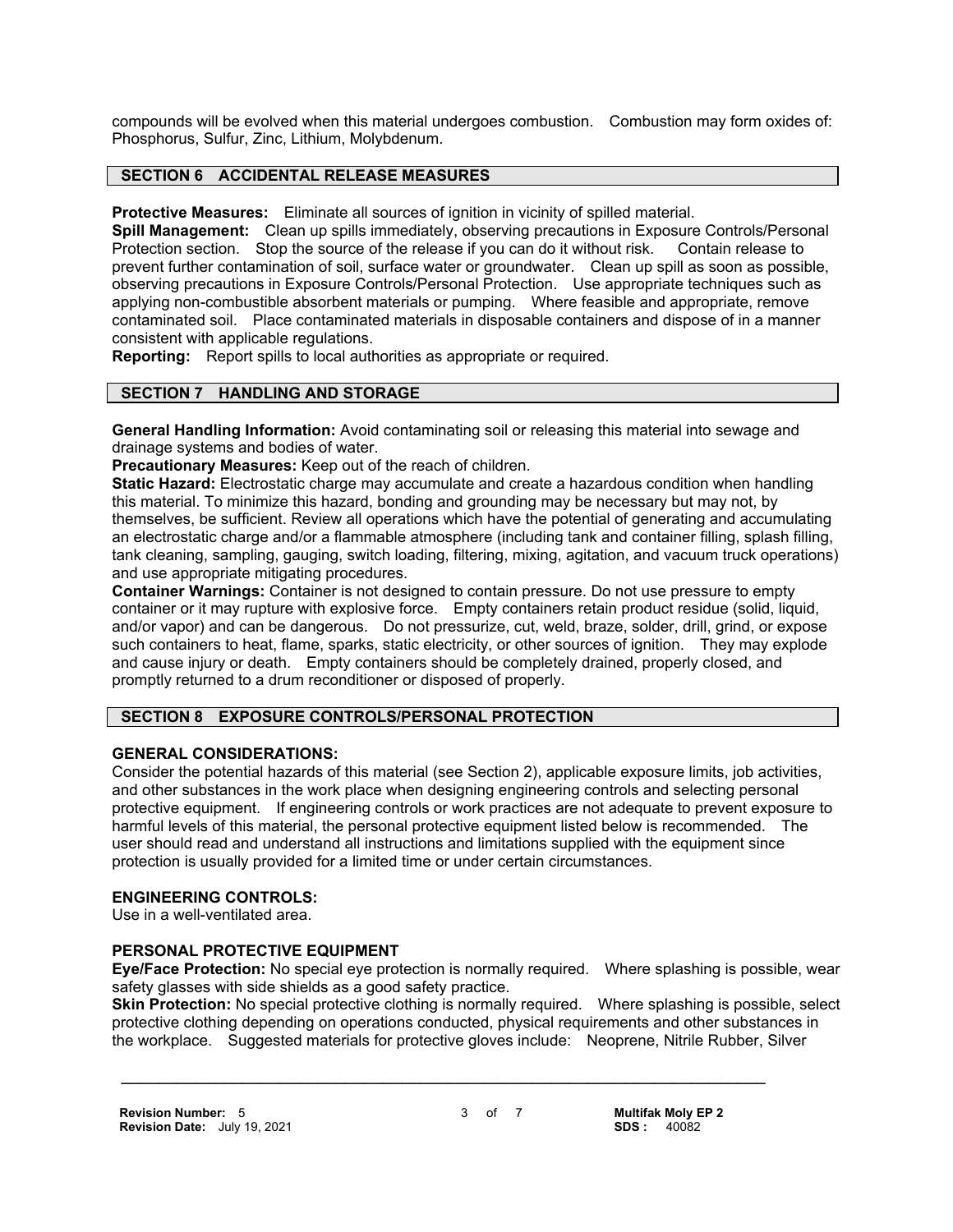compounds will be evolved when this material undergoes combustion. Combustion may form oxides of: Phosphorus, Sulfur, Zinc, Lithium, Molybdenum.

## SECTION 6 ACCIDENTAL RELEASE MEASURES

**Protective Measures:** Eliminate all sources of ignition in vicinity of spilled material.
**Spill Management:** Clean up spills immediately, observing precautions in Exposure Controls/Personal Protection section. Stop the source of the release if you can do it without risk. Contain release to prevent further contamination of soil, surface water or groundwater. Clean up spill as soon as possible, observing precautions in Exposure Controls/Personal Protection. Use appropriate techniques such as applying non-combustible absorbent materials or pumping. Where feasible and appropriate, remove contaminated soil. Place contaminated materials in disposable containers and dispose of in a manner consistent with applicable regulations.
**Reporting:** Report spills to local authorities as appropriate or required.

## SECTION 7 HANDLING AND STORAGE

**General Handling Information:** Avoid contaminating soil or releasing this material into sewage and drainage systems and bodies of water.
**Precautionary Measures:** Keep out of the reach of children.
**Static Hazard:** Electrostatic charge may accumulate and create a hazardous condition when handling this material. To minimize this hazard, bonding and grounding may be necessary but may not, by themselves, be sufficient. Review all operations which have the potential of generating and accumulating an electrostatic charge and/or a flammable atmosphere (including tank and container filling, splash filling, tank cleaning, sampling, gauging, switch loading, filtering, mixing, agitation, and vacuum truck operations) and use appropriate mitigating procedures.
**Container Warnings:** Container is not designed to contain pressure. Do not use pressure to empty container or it may rupture with explosive force. Empty containers retain product residue (solid, liquid, and/or vapor) and can be dangerous. Do not pressurize, cut, weld, braze, solder, drill, grind, or expose such containers to heat, flame, sparks, static electricity, or other sources of ignition. They may explode and cause injury or death. Empty containers should be completely drained, properly closed, and promptly returned to a drum reconditioner or disposed of properly.

## SECTION 8 EXPOSURE CONTROLS/PERSONAL PROTECTION

### GENERAL CONSIDERATIONS:

Consider the potential hazards of this material (see Section 2), applicable exposure limits, job activities, and other substances in the work place when designing engineering controls and selecting personal protective equipment. If engineering controls or work practices are not adequate to prevent exposure to harmful levels of this material, the personal protective equipment listed below is recommended. The user should read and understand all instructions and limitations supplied with the equipment since protection is usually provided for a limited time or under certain circumstances.

### ENGINEERING CONTROLS:

Use in a well-ventilated area.

### PERSONAL PROTECTIVE EQUIPMENT

**Eye/Face Protection:** No special eye protection is normally required. Where splashing is possible, wear safety glasses with side shields as a good safety practice.
**Skin Protection:** No special protective clothing is normally required. Where splashing is possible, select protective clothing depending on operations conducted, physical requirements and other substances in the workplace. Suggested materials for protective gloves include: Neoprene, Nitrile Rubber, Silver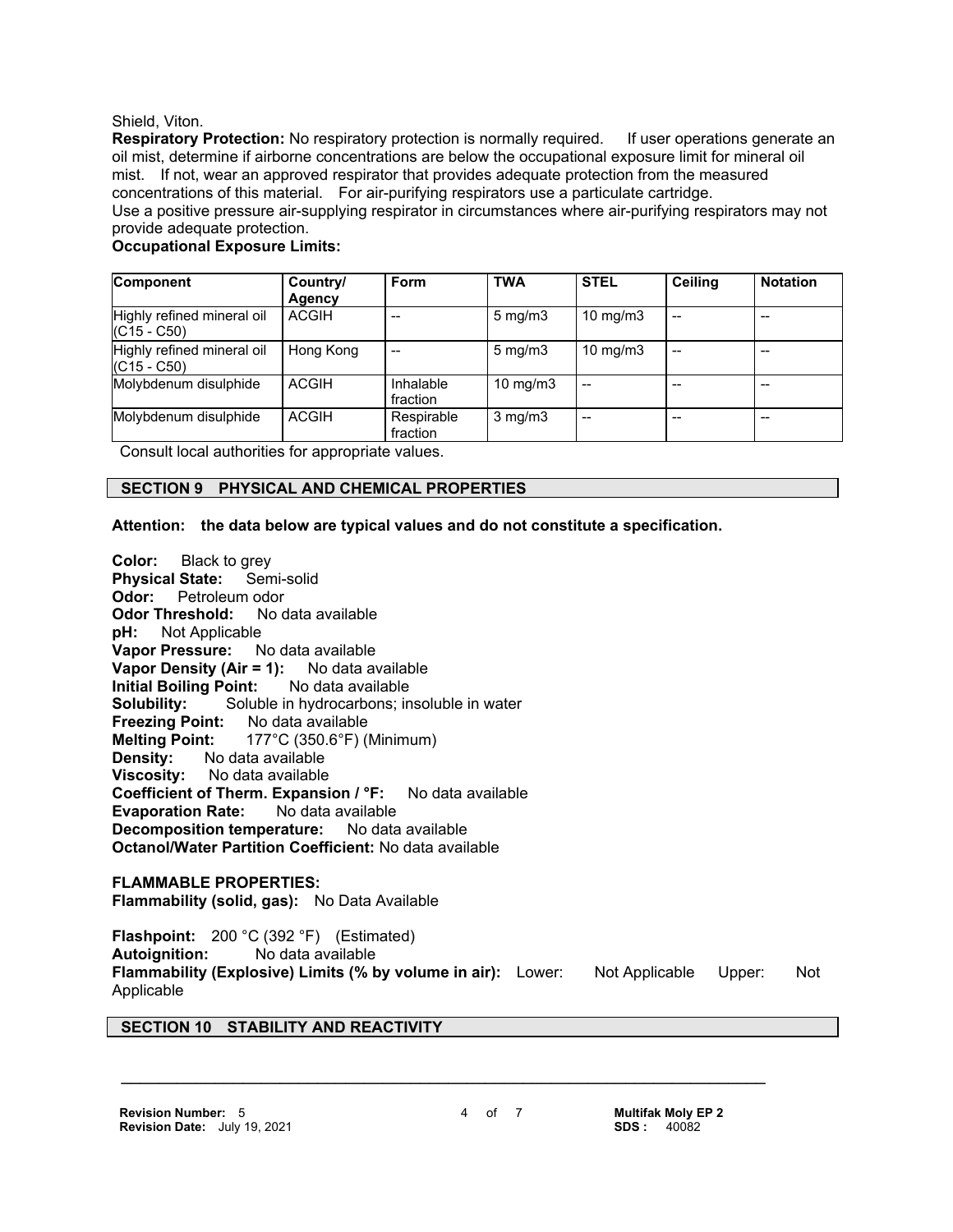Shield, Viton.

**Respiratory Protection:** No respiratory protection is normally required. If user operations generate an oil mist, determine if airborne concentrations are below the occupational exposure limit for mineral oil mist. If not, wear an approved respirator that provides adequate protection from the measured concentrations of this material. For air-purifying respirators use a particulate cartridge.
Use a positive pressure air-supplying respirator in circumstances where air-purifying respirators may not provide adequate protection.

**Occupational Exposure Limits:**

| Component | Country/ Agency | Form | TWA | STEL | Ceiling | Notation |
|---|---|---|---|---|---|---|
| Highly refined mineral oil (C15 - C50) | ACGIH | -- | 5 mg/m3 | 10 mg/m3 | -- | -- |
| Highly refined mineral oil (C15 - C50) | Hong Kong | -- | 5 mg/m3 | 10 mg/m3 | -- | -- |
| Molybdenum disulphide | ACGIH | Inhalable fraction | 10 mg/m3 | -- | -- | -- |
| Molybdenum disulphide | ACGIH | Respirable fraction | 3 mg/m3 | -- | -- | -- |

Consult local authorities for appropriate values.

## SECTION 9 PHYSICAL AND CHEMICAL PROPERTIES

**Attention: the data below are typical values and do not constitute a specification.**

**Color:** Black to grey
**Physical State:** Semi-solid
**Odor:** Petroleum odor
**Odor Threshold:** No data available
**pH:** Not Applicable
**Vapor Pressure:** No data available
**Vapor Density (Air = 1):** No data available
**Initial Boiling Point:** No data available
**Solubility:** Soluble in hydrocarbons; insoluble in water
**Freezing Point:** No data available
**Melting Point:** 177°C (350.6°F) (Minimum)
**Density:** No data available
**Viscosity:** No data available
**Coefficient of Therm. Expansion / °F:** No data available
**Evaporation Rate:** No data available
**Decomposition temperature:** No data available
**Octanol/Water Partition Coefficient:** No data available

**FLAMMABLE PROPERTIES:**
**Flammability (solid, gas):** No Data Available

**Flashpoint:** 200 °C (392 °F) (Estimated)
**Autoignition:** No data available
**Flammability (Explosive) Limits (% by volume in air):** Lower: Not Applicable Upper: Not Applicable

## SECTION 10 STABILITY AND REACTIVITY

**Revision Number:** 5
**Revision Date:** July 19, 2021

**Multifak Moly EP 2**
**SDS :** 40082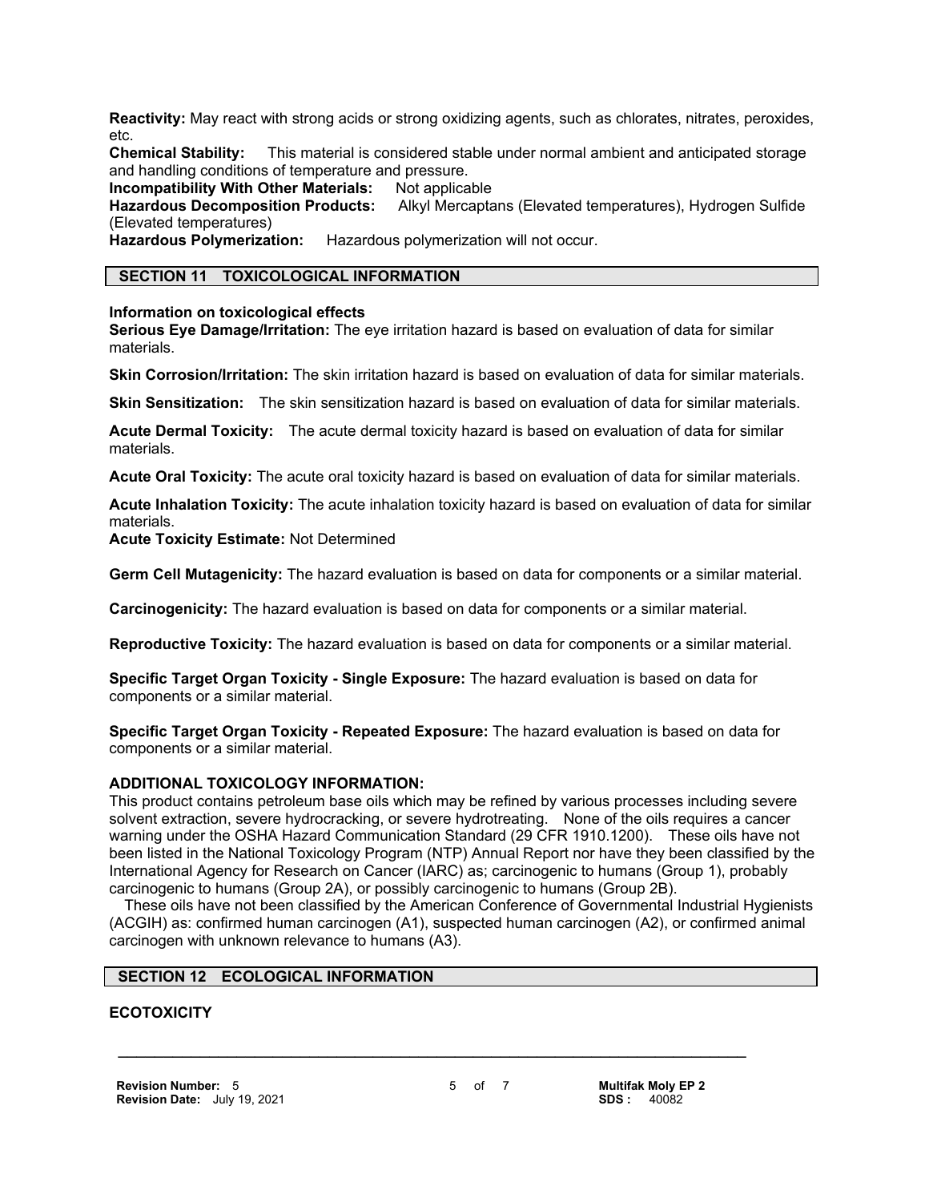**Reactivity:** May react with strong acids or strong oxidizing agents, such as chlorates, nitrates, peroxides, etc.
**Chemical Stability:** This material is considered stable under normal ambient and anticipated storage and handling conditions of temperature and pressure.
**Incompatibility With Other Materials:** Not applicable
**Hazardous Decomposition Products:** Alkyl Mercaptans (Elevated temperatures), Hydrogen Sulfide (Elevated temperatures)
**Hazardous Polymerization:** Hazardous polymerization will not occur.

## SECTION 11 TOXICOLOGICAL INFORMATION

**Information on toxicological effects**
**Serious Eye Damage/Irritation:** The eye irritation hazard is based on evaluation of data for similar materials.

**Skin Corrosion/Irritation:** The skin irritation hazard is based on evaluation of data for similar materials.

**Skin Sensitization:** The skin sensitization hazard is based on evaluation of data for similar materials.

**Acute Dermal Toxicity:** The acute dermal toxicity hazard is based on evaluation of data for similar materials.

**Acute Oral Toxicity:** The acute oral toxicity hazard is based on evaluation of data for similar materials.

**Acute Inhalation Toxicity:** The acute inhalation toxicity hazard is based on evaluation of data for similar materials.
**Acute Toxicity Estimate:** Not Determined

**Germ Cell Mutagenicity:** The hazard evaluation is based on data for components or a similar material.

**Carcinogenicity:** The hazard evaluation is based on data for components or a similar material.

**Reproductive Toxicity:** The hazard evaluation is based on data for components or a similar material.

**Specific Target Organ Toxicity - Single Exposure:** The hazard evaluation is based on data for components or a similar material.

**Specific Target Organ Toxicity - Repeated Exposure:** The hazard evaluation is based on data for components or a similar material.

**ADDITIONAL TOXICOLOGY INFORMATION:**
This product contains petroleum base oils which may be refined by various processes including severe solvent extraction, severe hydrocracking, or severe hydrotreating. None of the oils requires a cancer warning under the OSHA Hazard Communication Standard (29 CFR 1910.1200). These oils have not been listed in the National Toxicology Program (NTP) Annual Report nor have they been classified by the International Agency for Research on Cancer (IARC) as; carcinogenic to humans (Group 1), probably carcinogenic to humans (Group 2A), or possibly carcinogenic to humans (Group 2B).
These oils have not been classified by the American Conference of Governmental Industrial Hygienists (ACGIH) as: confirmed human carcinogen (A1), suspected human carcinogen (A2), or confirmed animal carcinogen with unknown relevance to humans (A3).

## SECTION 12 ECOLOGICAL INFORMATION

**ECOTOXICITY**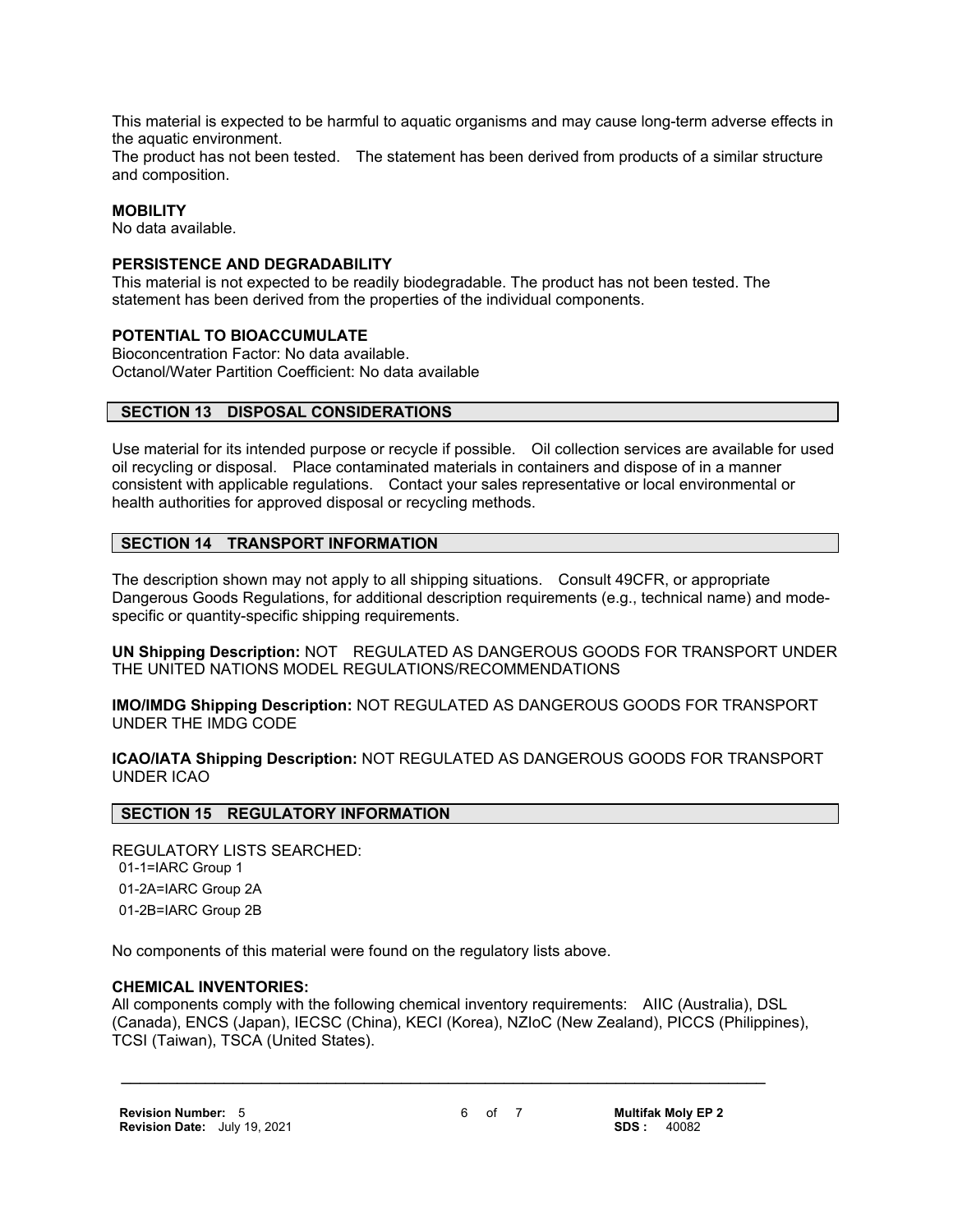This material is expected to be harmful to aquatic organisms and may cause long-term adverse effects in the aquatic environment.
The product has not been tested. The statement has been derived from products of a similar structure and composition.

**MOBILITY**
No data available.

**PERSISTENCE AND DEGRADABILITY**
This material is not expected to be readily biodegradable. The product has not been tested. The statement has been derived from the properties of the individual components.

**POTENTIAL TO BIOACCUMULATE**
Bioconcentration Factor: No data available.
Octanol/Water Partition Coefficient: No data available

## SECTION 13 DISPOSAL CONSIDERATIONS

Use material for its intended purpose or recycle if possible. Oil collection services are available for used oil recycling or disposal. Place contaminated materials in containers and dispose of in a manner consistent with applicable regulations. Contact your sales representative or local environmental or health authorities for approved disposal or recycling methods.

## SECTION 14 TRANSPORT INFORMATION

The description shown may not apply to all shipping situations. Consult 49CFR, or appropriate Dangerous Goods Regulations, for additional description requirements (e.g., technical name) and mode-specific or quantity-specific shipping requirements.

**UN Shipping Description:** NOT REGULATED AS DANGEROUS GOODS FOR TRANSPORT UNDER THE UNITED NATIONS MODEL REGULATIONS/RECOMMENDATIONS

**IMO/IMDG Shipping Description:** NOT REGULATED AS DANGEROUS GOODS FOR TRANSPORT UNDER THE IMDG CODE

**ICAO/IATA Shipping Description:** NOT REGULATED AS DANGEROUS GOODS FOR TRANSPORT UNDER ICAO

## SECTION 15 REGULATORY INFORMATION

REGULATORY LISTS SEARCHED:
01-1=IARC Group 1
01-2A=IARC Group 2A
01-2B=IARC Group 2B

No components of this material were found on the regulatory lists above.

**CHEMICAL INVENTORIES:**
All components comply with the following chemical inventory requirements: AIIC (Australia), DSL (Canada), ENCS (Japan), IECSC (China), KECI (Korea), NZIoC (New Zealand), PICCS (Philippines), TCSI (Taiwan), TSCA (United States).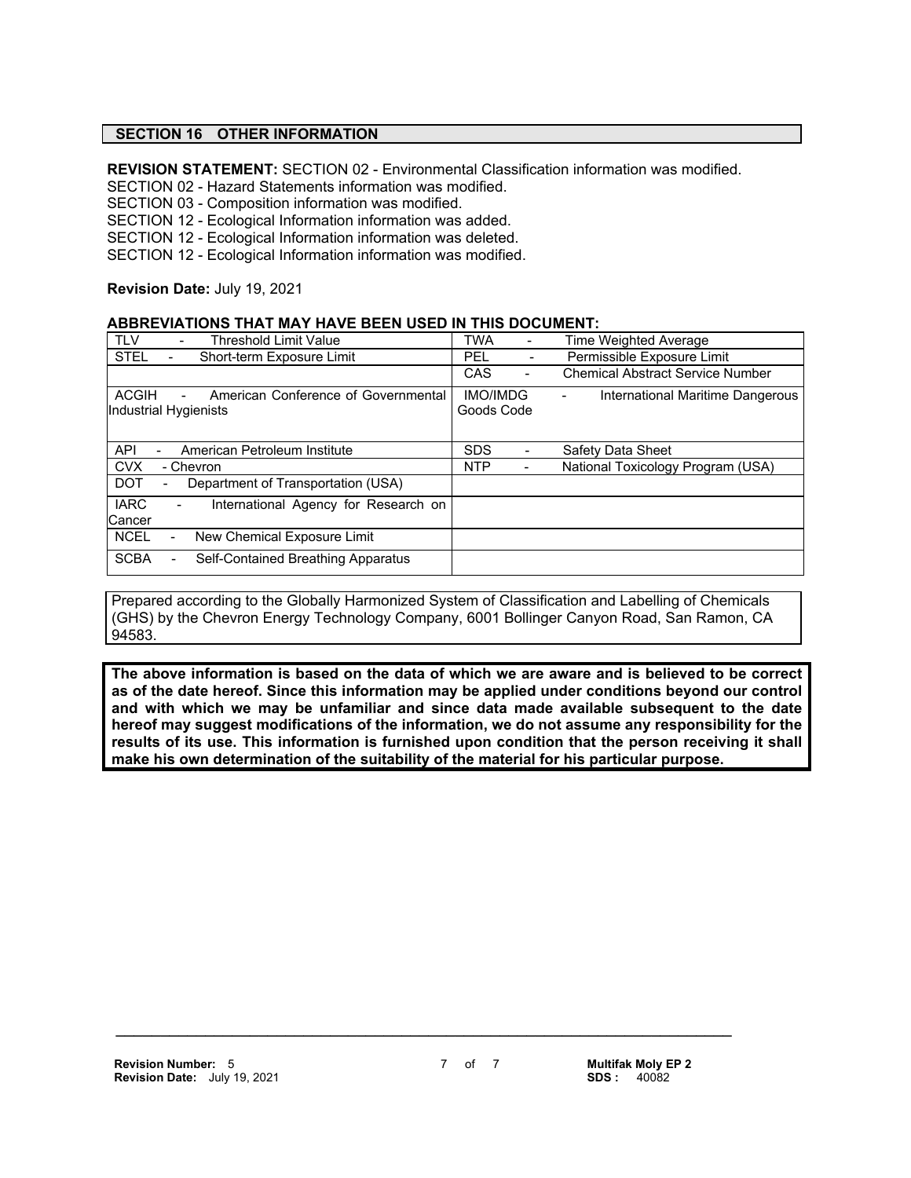## SECTION 16 OTHER INFORMATION

**REVISION STATEMENT:** SECTION 02 - Environmental Classification information was modified.
SECTION 02 - Hazard Statements information was modified.
SECTION 03 - Composition information was modified.
SECTION 12 - Ecological Information information was added.
SECTION 12 - Ecological Information information was deleted.
SECTION 12 - Ecological Information information was modified.

**Revision Date:** July 19, 2021

**ABBREVIATIONS THAT MAY HAVE BEEN USED IN THIS DOCUMENT:**

| | |
|---|---|
| TLV - Threshold Limit Value | TWA - Time Weighted Average |
| STEL - Short-term Exposure Limit | PEL - Permissible Exposure Limit |
| | CAS - Chemical Abstract Service Number |
| ACGIH - American Conference of Governmental Industrial Hygienists | IMO/IMDG - International Maritime Dangerous Goods Code |
| API - American Petroleum Institute | SDS - Safety Data Sheet |
| CVX - Chevron | NTP - National Toxicology Program (USA) |
| DOT - Department of Transportation (USA) | |
| IARC - International Agency for Research on Cancer | |
| NCEL - New Chemical Exposure Limit | |
| SCBA - Self-Contained Breathing Apparatus | |

Prepared according to the Globally Harmonized System of Classification and Labelling of Chemicals (GHS) by the Chevron Energy Technology Company, 6001 Bollinger Canyon Road, San Ramon, CA 94583.

**The above information is based on the data of which we are aware and is believed to be correct as of the date hereof. Since this information may be applied under conditions beyond our control and with which we may be unfamiliar and since data made available subsequent to the date hereof may suggest modifications of the information, we do not assume any responsibility for the results of its use. This information is furnished upon condition that the person receiving it shall make his own determination of the suitability of the material for his particular purpose.**